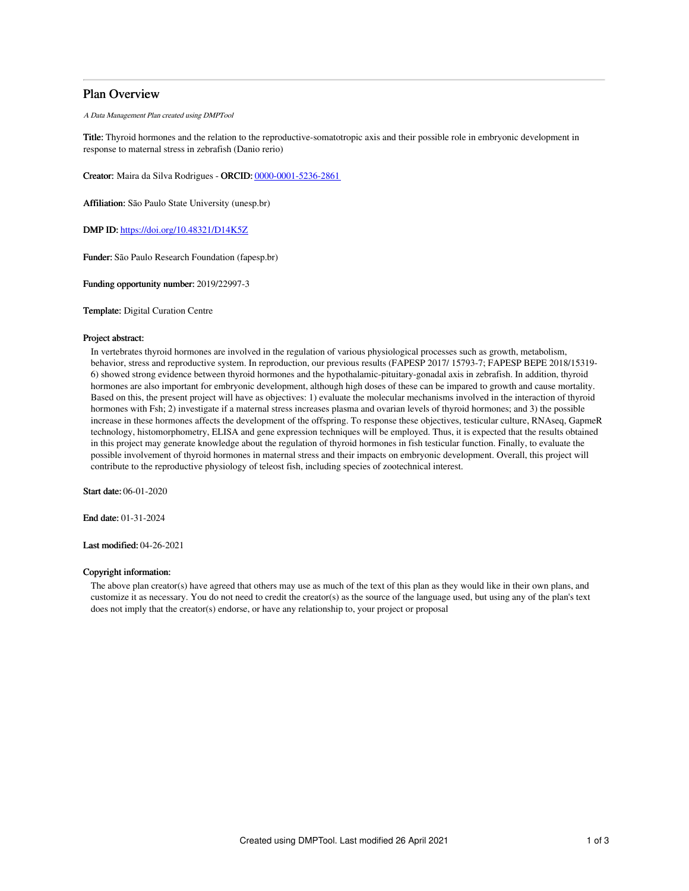# Plan Overview

*A Data Management Plan created using DMPTool*

**Title:** Thyroid hormones and the relation to the reproductive-somatotropic axis and their possible role in embryonic development in response to maternal stress in zebrafish (Danio rerio)

**Creator:** Maira da Silva Rodrigues - **ORCID:** 0000-0001-5236-2861

**Affiliation:** São Paulo State University (unesp.br)

**DMP ID:** https://doi.org/10.48321/D14K5Z

**Funder:** São Paulo Research Foundation (fapesp.br)

**Funding opportunity number:** 2019/22997-3

**Template:** Digital Curation Centre

**Project abstract:**

In vertebrates thyroid hormones are involved in the regulation of various physiological processes such as growth, metabolism, behavior, stress and reproductive system. In reproduction, our previous results (FAPESP 2017/ 15793-7; FAPESP BEPE 2018/15319-6) showed strong evidence between thyroid hormones and the hypothalamic-pituitary-gonadal axis in zebrafish. In addition, thyroid hormones are also important for embryonic development, although high doses of these can be impared to growth and cause mortality. Based on this, the present project will have as objectives: 1) evaluate the molecular mechanisms involved in the interaction of thyroid hormones with Fsh; 2) investigate if a maternal stress increases plasma and ovarian levels of thyroid hormones; and 3) the possible increase in these hormones affects the development of the offspring. To response these objectives, testicular culture, RNAseq, GapmeR technology, histomorphometry, ELISA and gene expression techniques will be employed. Thus, it is expected that the results obtained in this project may generate knowledge about the regulation of thyroid hormones in fish testicular function. Finally, to evaluate the possible involvement of thyroid hormones in maternal stress and their impacts on embryonic development. Overall, this project will contribute to the reproductive physiology of teleost fish, including species of zootechnical interest.

**Start date:** 06-01-2020

**End date:** 01-31-2024

**Last modified:** 04-26-2021

**Copyright information:**

The above plan creator(s) have agreed that others may use as much of the text of this plan as they would like in their own plans, and customize it as necessary. You do not need to credit the creator(s) as the source of the language used, but using any of the plan's text does not imply that the creator(s) endorse, or have any relationship to, your project or proposal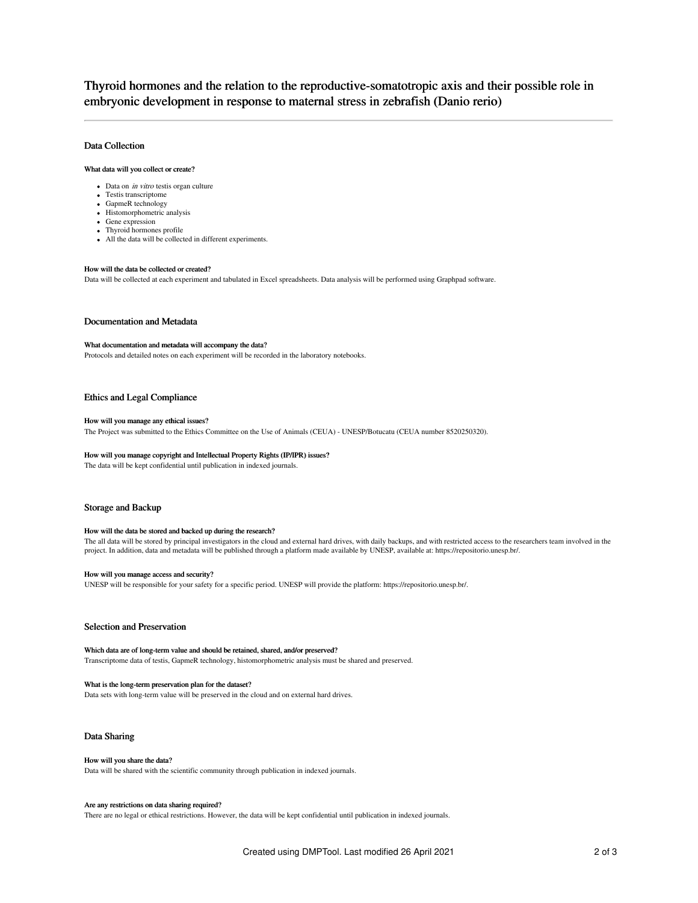# Thyroid hormones and the relation to the reproductive-somatotropic axis and their possible role in embryonic development in response to maternal stress in zebrafish (Danio rerio)

## Data Collection

### What data will you collect or create?

- Data on *in vitro* testis organ culture
- Testis transcriptome
- GapmeR technology
- Histomorphometric analysis
- Gene expression
- Thyroid hormones profile
- All the data will be collected in different experiments.

### How will the data be collected or created?

Data will be collected at each experiment and tabulated in Excel spreadsheets. Data analysis will be performed using Graphpad software.

## Documentation and Metadata

### What documentation and metadata will accompany the data?

Protocols and detailed notes on each experiment will be recorded in the laboratory notebooks.

## Ethics and Legal Compliance

### How will you manage any ethical issues?

The Project was submitted to the Ethics Committee on the Use of Animals (CEUA) - UNESP/Botucatu (CEUA number 8520250320).

### How will you manage copyright and Intellectual Property Rights (IP/IPR) issues?

The data will be kept confidential until publication in indexed journals.

## Storage and Backup

### How will the data be stored and backed up during the research?

The all data will be stored by principal investigators in the cloud and external hard drives, with daily backups, and with restricted access to the researchers team involved in the project. In addition, data and metadata will be published through a platform made available by UNESP, available at: https://repositorio.unesp.br/.

### How will you manage access and security?

UNESP will be responsible for your safety for a specific period. UNESP will provide the platform: https://repositorio.unesp.br/.

## Selection and Preservation

### Which data are of long-term value and should be retained, shared, and/or preserved?

Transcriptome data of testis, GapmeR technology, histomorphometric analysis must be shared and preserved.

### What is the long-term preservation plan for the dataset?

Data sets with long-term value will be preserved in the cloud and on external hard drives.

## Data Sharing

### How will you share the data?

Data will be shared with the scientific community through publication in indexed journals.

### Are any restrictions on data sharing required?

There are no legal or ethical restrictions. However, the data will be kept confidential until publication in indexed journals.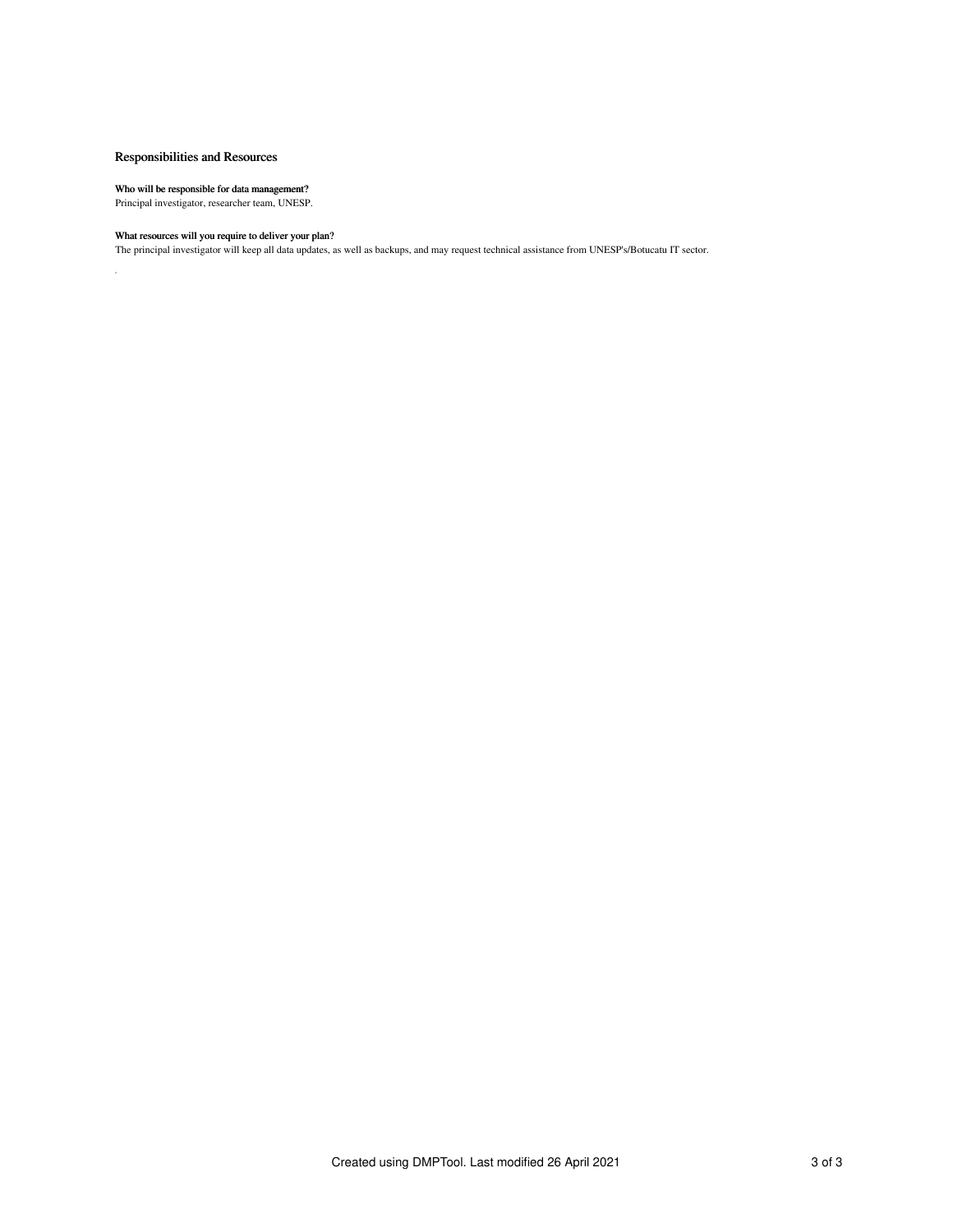## Responsibilities and Resources

**Who will be responsible for data management?**

Principal investigator, researcher team, UNESP.

**What resources will you require to deliver your plan?**

The principal investigator will keep all data updates, as well as backups, and may request technical assistance from UNESP's/Botucatu IT sector.